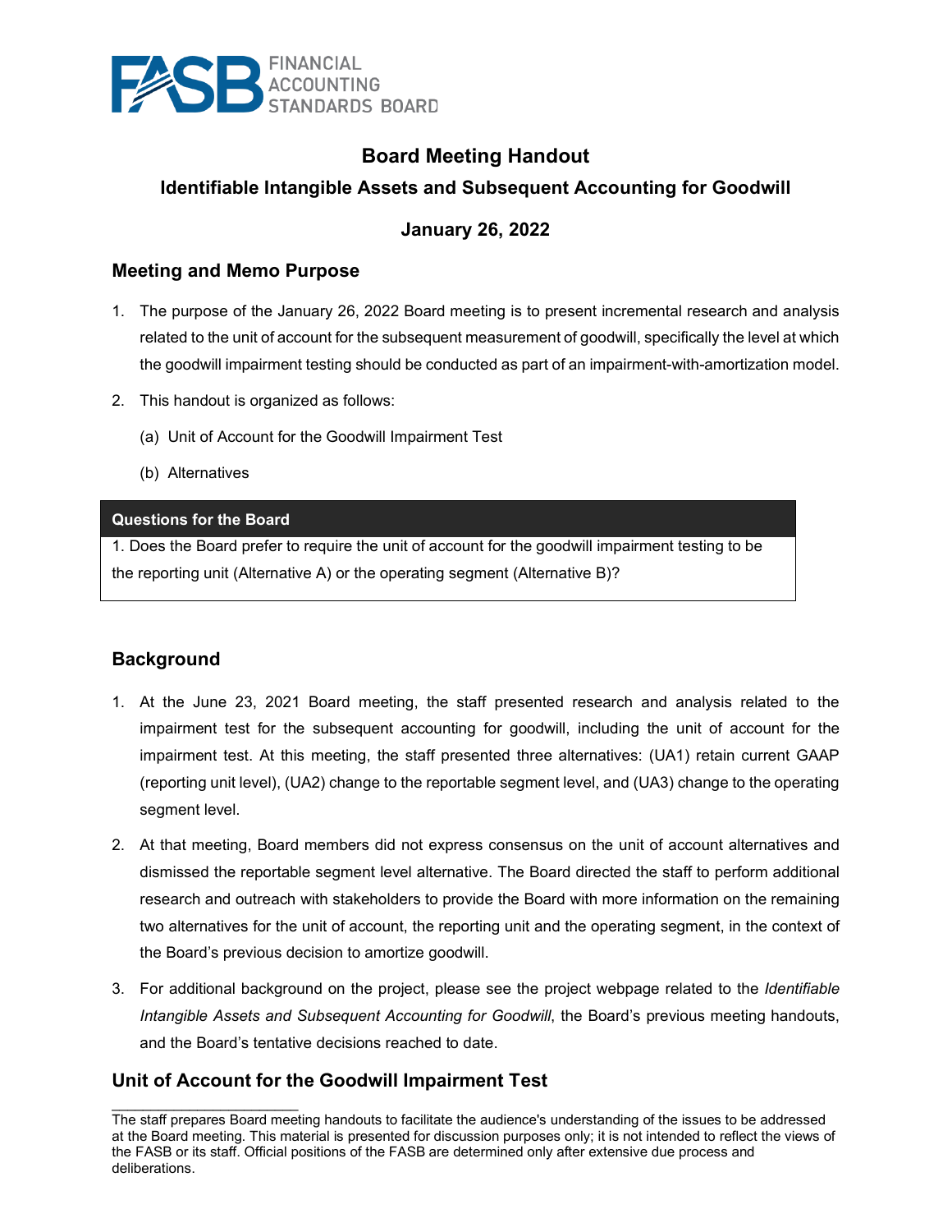# Board Meeting Handout

## Identifiable Intangible Assets and Subsequent Accounting for Goodwill

## January 26, 2022

## Meeting and Memo Purpose

1. The purpose of the January 26, 2022 Board meeting is to present incremental research and analysis related to the unit of account for the subsequent measurement of goodwill, specifically the level at which the goodwill impairment testing should be conducted as part of an impairment-with-amortization model.
2. This handout is organized as follows:
   (a) Unit of Account for the Goodwill Impairment Test
   (b) Alternatives

| **Questions for the Board** |
| --- |
| 1. Does the Board prefer to require the unit of account for the goodwill impairment testing to be the reporting unit (Alternative A) or the operating segment (Alternative B)? |

## Background

1. At the June 23, 2021 Board meeting, the staff presented research and analysis related to the impairment test for the subsequent accounting for goodwill, including the unit of account for the impairment test. At this meeting, the staff presented three alternatives: (UA1) retain current GAAP (reporting unit level), (UA2) change to the reportable segment level, and (UA3) change to the operating segment level.
2. At that meeting, Board members did not express consensus on the unit of account alternatives and dismissed the reportable segment level alternative. The Board directed the staff to perform additional research and outreach with stakeholders to provide the Board with more information on the remaining two alternatives for the unit of account, the reporting unit and the operating segment, in the context of the Board's previous decision to amortize goodwill.
3. For additional background on the project, please see the project webpage related to the *Identifiable Intangible Assets and Subsequent Accounting for Goodwill*, the Board's previous meeting handouts, and the Board's tentative decisions reached to date.

## Unit of Account for the Goodwill Impairment Test

The staff prepares Board meeting handouts to facilitate the audience's understanding of the issues to be addressed at the Board meeting. This material is presented for discussion purposes only; it is not intended to reflect the views of the FASB or its staff. Official positions of the FASB are determined only after extensive due process and deliberations.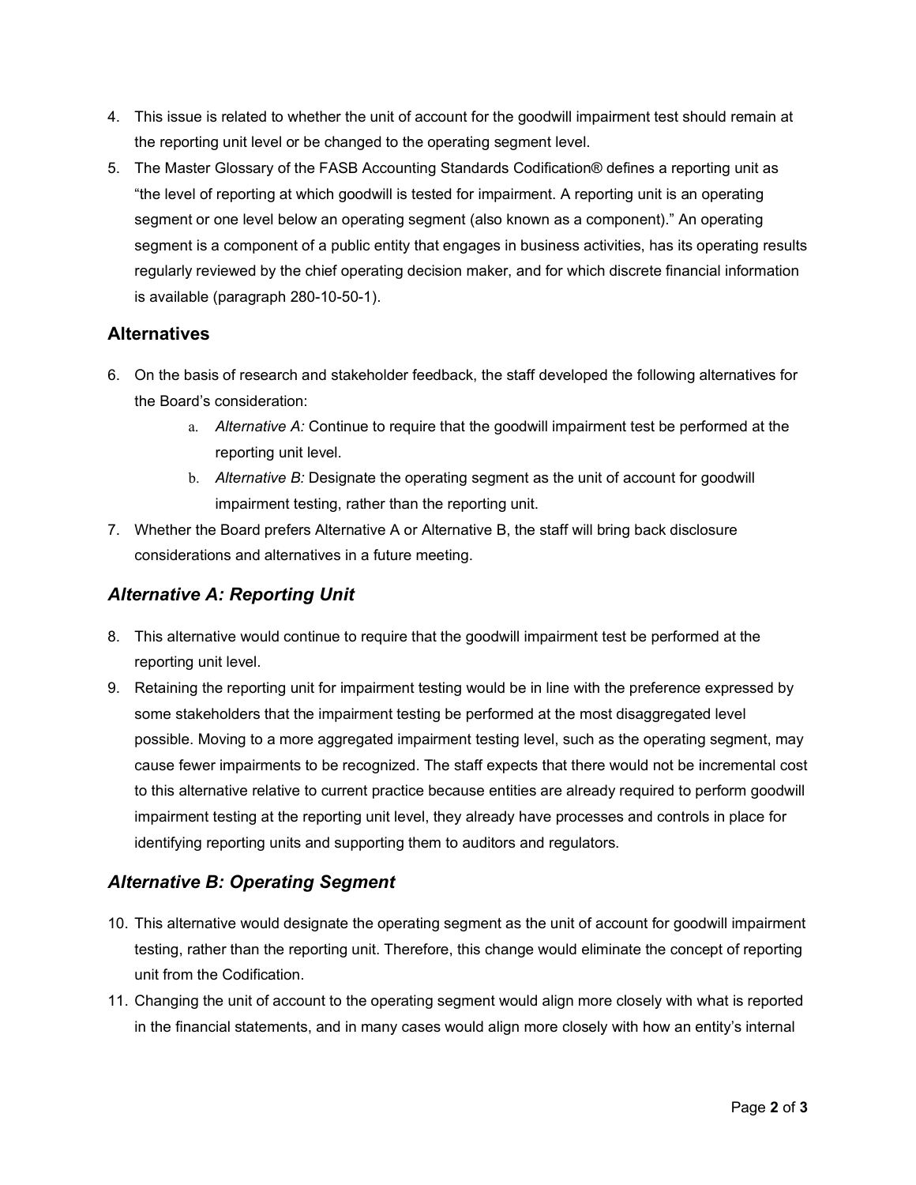4. This issue is related to whether the unit of account for the goodwill impairment test should remain at the reporting unit level or be changed to the operating segment level.
5. The Master Glossary of the FASB Accounting Standards Codification® defines a reporting unit as "the level of reporting at which goodwill is tested for impairment. A reporting unit is an operating segment or one level below an operating segment (also known as a component)." An operating segment is a component of a public entity that engages in business activities, has its operating results regularly reviewed by the chief operating decision maker, and for which discrete financial information is available (paragraph 280-10-50-1).

## Alternatives

6. On the basis of research and stakeholder feedback, the staff developed the following alternatives for the Board's consideration:
   a. *Alternative A:* Continue to require that the goodwill impairment test be performed at the reporting unit level.
   b. *Alternative B:* Designate the operating segment as the unit of account for goodwill impairment testing, rather than the reporting unit.
7. Whether the Board prefers Alternative A or Alternative B, the staff will bring back disclosure considerations and alternatives in a future meeting.

## *Alternative A: Reporting Unit*

8. This alternative would continue to require that the goodwill impairment test be performed at the reporting unit level.
9. Retaining the reporting unit for impairment testing would be in line with the preference expressed by some stakeholders that the impairment testing be performed at the most disaggregated level possible. Moving to a more aggregated impairment testing level, such as the operating segment, may cause fewer impairments to be recognized. The staff expects that there would not be incremental cost to this alternative relative to current practice because entities are already required to perform goodwill impairment testing at the reporting unit level, they already have processes and controls in place for identifying reporting units and supporting them to auditors and regulators.

## *Alternative B: Operating Segment*

10. This alternative would designate the operating segment as the unit of account for goodwill impairment testing, rather than the reporting unit. Therefore, this change would eliminate the concept of reporting unit from the Codification.
11. Changing the unit of account to the operating segment would align more closely with what is reported in the financial statements, and in many cases would align more closely with how an entity's internal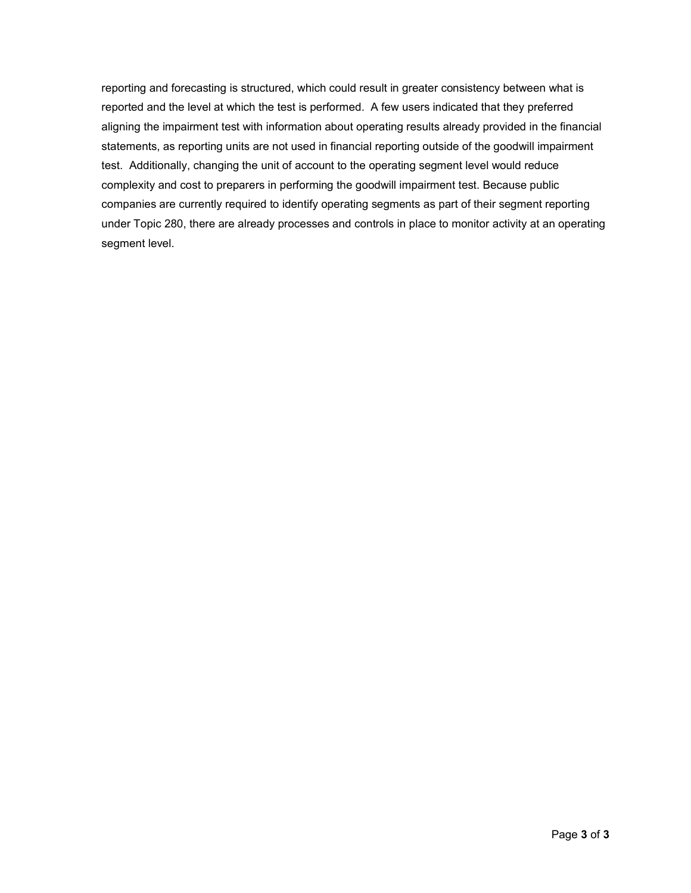reporting and forecasting is structured, which could result in greater consistency between what is reported and the level at which the test is performed. A few users indicated that they preferred aligning the impairment test with information about operating results already provided in the financial statements, as reporting units are not used in financial reporting outside of the goodwill impairment test. Additionally, changing the unit of account to the operating segment level would reduce complexity and cost to preparers in performing the goodwill impairment test. Because public companies are currently required to identify operating segments as part of their segment reporting under Topic 280, there are already processes and controls in place to monitor activity at an operating segment level.